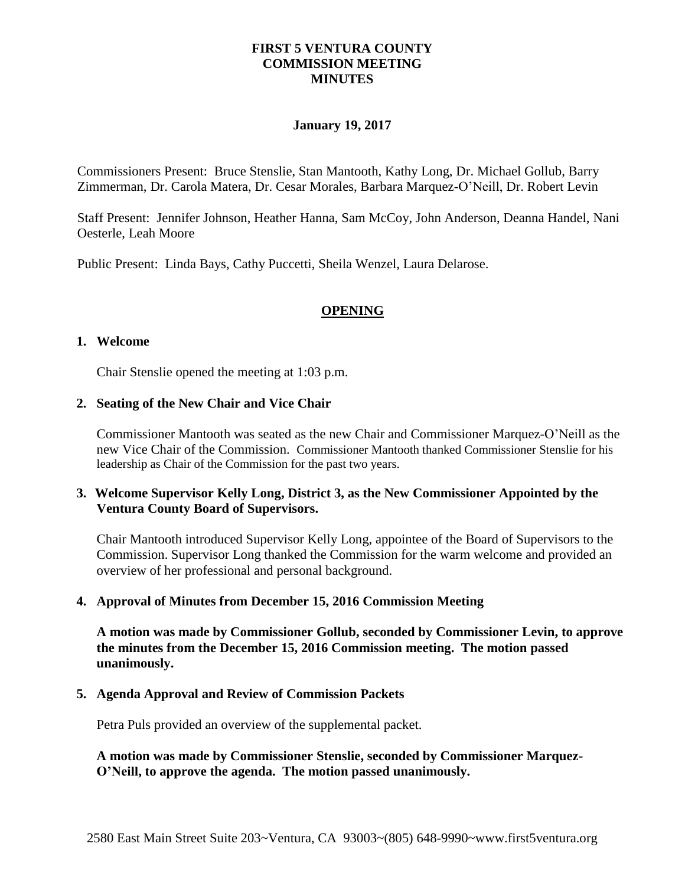# FIRST 5 VENTURA COUNTY
# COMMISSION MEETING
# MINUTES

**January 19, 2017**

Commissioners Present: Bruce Stenslie, Stan Mantooth, Kathy Long, Dr. Michael Gollub, Barry Zimmerman, Dr. Carola Matera, Dr. Cesar Morales, Barbara Marquez-O'Neill, Dr. Robert Levin

Staff Present: Jennifer Johnson, Heather Hanna, Sam McCoy, John Anderson, Deanna Handel, Nani Oesterle, Leah Moore

Public Present: Linda Bays, Cathy Puccetti, Sheila Wenzel, Laura Delarose.

## OPENING

**1. Welcome**

Chair Stenslie opened the meeting at 1:03 p.m.

**2. Seating of the New Chair and Vice Chair**

Commissioner Mantooth was seated as the new Chair and Commissioner Marquez-O'Neill as the new Vice Chair of the Commission. Commissioner Mantooth thanked Commissioner Stenslie for his leadership as Chair of the Commission for the past two years.

**3. Welcome Supervisor Kelly Long, District 3, as the New Commissioner Appointed by the Ventura County Board of Supervisors.**

Chair Mantooth introduced Supervisor Kelly Long, appointee of the Board of Supervisors to the Commission. Supervisor Long thanked the Commission for the warm welcome and provided an overview of her professional and personal background.

**4. Approval of Minutes from December 15, 2016 Commission Meeting**

**A motion was made by Commissioner Gollub, seconded by Commissioner Levin, to approve the minutes from the December 15, 2016 Commission meeting. The motion passed unanimously.**

**5. Agenda Approval and Review of Commission Packets**

Petra Puls provided an overview of the supplemental packet.

**A motion was made by Commissioner Stenslie, seconded by Commissioner Marquez-O'Neill, to approve the agenda. The motion passed unanimously.**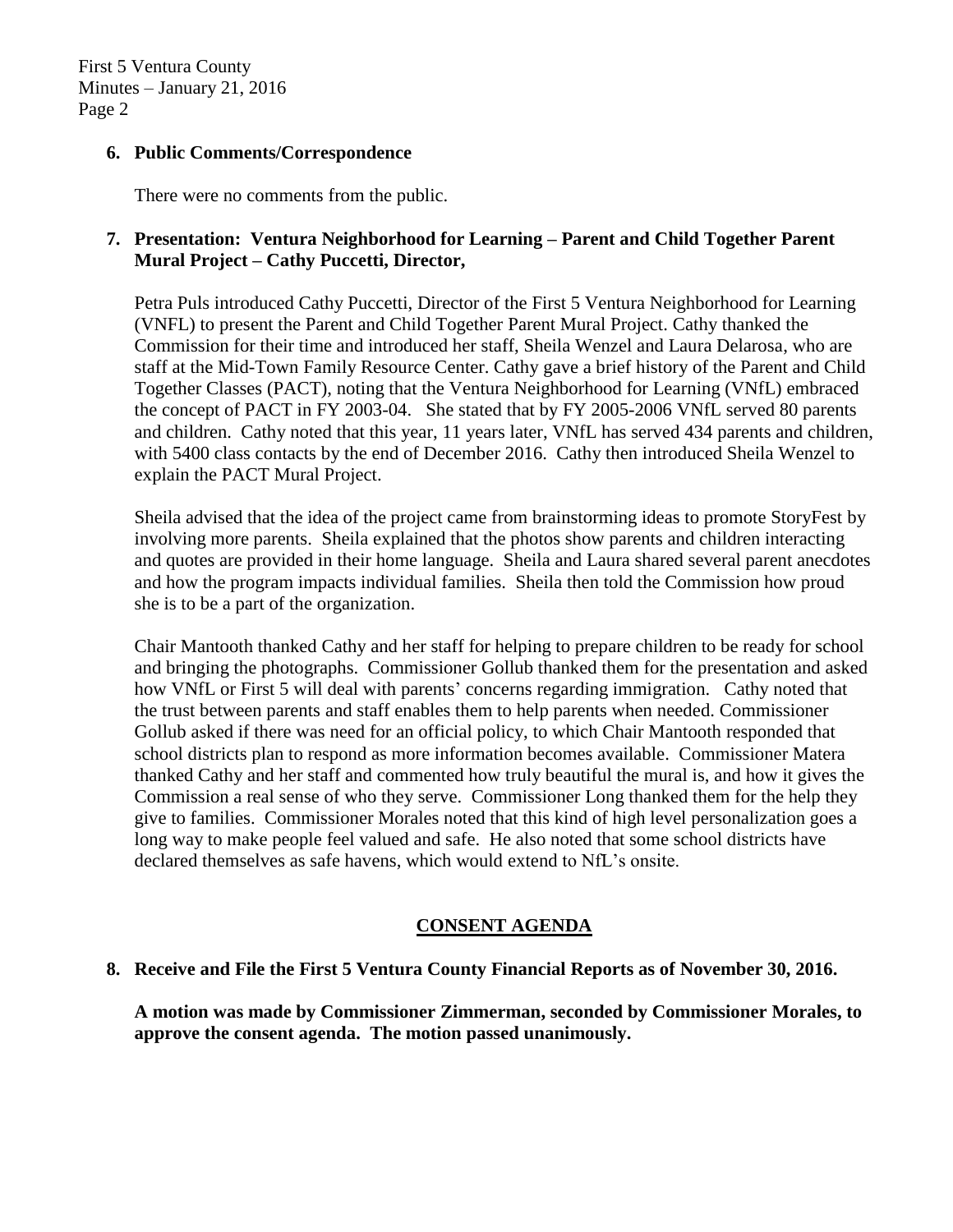**6. Public Comments/Correspondence**

There were no comments from the public.

**7. Presentation: Ventura Neighborhood for Learning – Parent and Child Together Parent Mural Project – Cathy Puccetti, Director,**

Petra Puls introduced Cathy Puccetti, Director of the First 5 Ventura Neighborhood for Learning (VNFL) to present the Parent and Child Together Parent Mural Project. Cathy thanked the Commission for their time and introduced her staff, Sheila Wenzel and Laura Delarosa, who are staff at the Mid-Town Family Resource Center. Cathy gave a brief history of the Parent and Child Together Classes (PACT), noting that the Ventura Neighborhood for Learning (VNfL) embraced the concept of PACT in FY 2003-04. She stated that by FY 2005-2006 VNfL served 80 parents and children. Cathy noted that this year, 11 years later, VNfL has served 434 parents and children, with 5400 class contacts by the end of December 2016. Cathy then introduced Sheila Wenzel to explain the PACT Mural Project.

Sheila advised that the idea of the project came from brainstorming ideas to promote StoryFest by involving more parents. Sheila explained that the photos show parents and children interacting and quotes are provided in their home language. Sheila and Laura shared several parent anecdotes and how the program impacts individual families. Sheila then told the Commission how proud she is to be a part of the organization.

Chair Mantooth thanked Cathy and her staff for helping to prepare children to be ready for school and bringing the photographs. Commissioner Gollub thanked them for the presentation and asked how VNfL or First 5 will deal with parents' concerns regarding immigration. Cathy noted that the trust between parents and staff enables them to help parents when needed. Commissioner Gollub asked if there was need for an official policy, to which Chair Mantooth responded that school districts plan to respond as more information becomes available. Commissioner Matera thanked Cathy and her staff and commented how truly beautiful the mural is, and how it gives the Commission a real sense of who they serve. Commissioner Long thanked them for the help they give to families. Commissioner Morales noted that this kind of high level personalization goes a long way to make people feel valued and safe. He also noted that some school districts have declared themselves as safe havens, which would extend to NfL's onsite.

## CONSENT AGENDA

**8. Receive and File the First 5 Ventura County Financial Reports as of November 30, 2016.**

**A motion was made by Commissioner Zimmerman, seconded by Commissioner Morales, to approve the consent agenda. The motion passed unanimously.**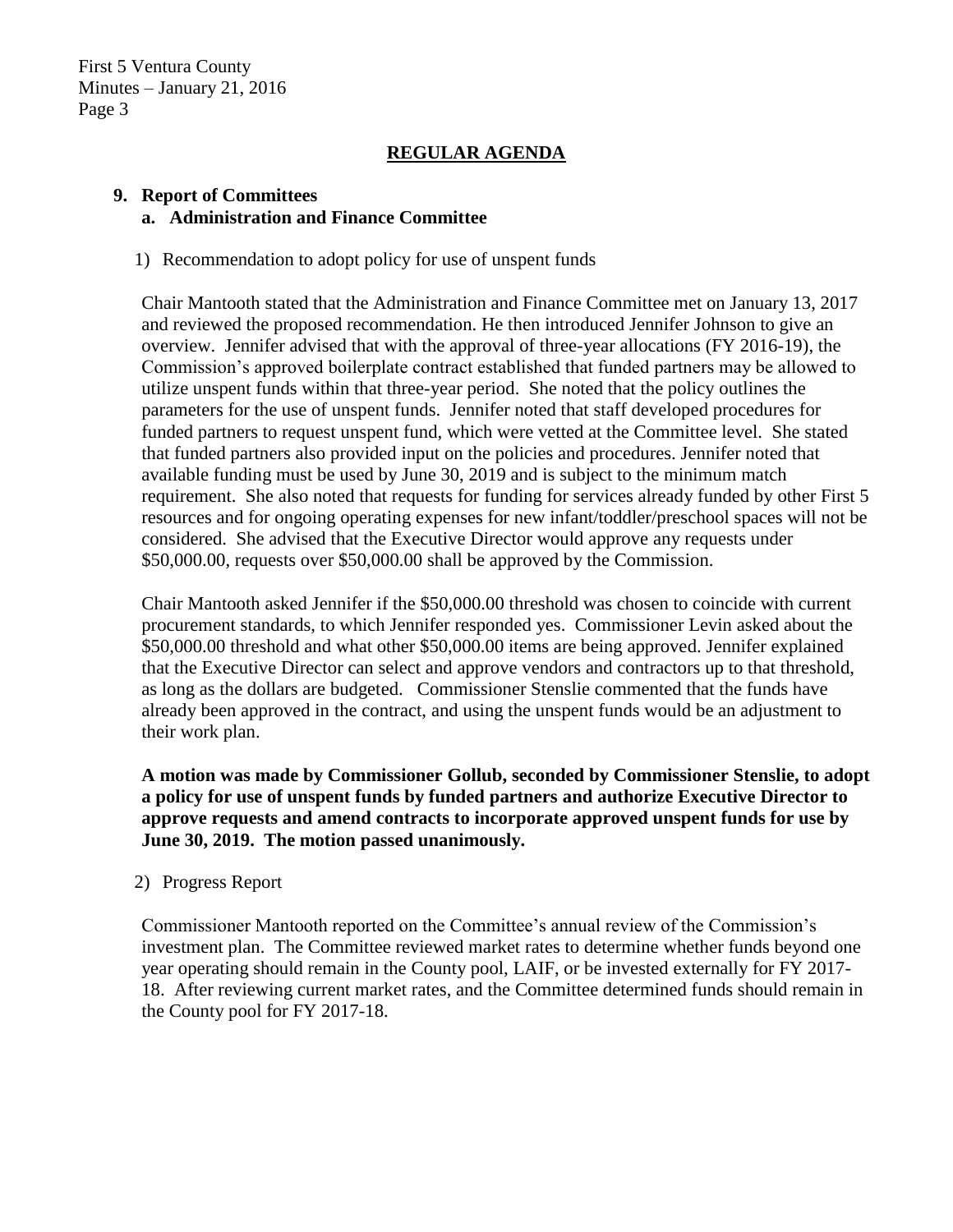## REGULAR AGENDA

### 9. Report of Committees

#### a. Administration and Finance Committee

1) Recommendation to adopt policy for use of unspent funds

Chair Mantooth stated that the Administration and Finance Committee met on January 13, 2017 and reviewed the proposed recommendation. He then introduced Jennifer Johnson to give an overview. Jennifer advised that with the approval of three-year allocations (FY 2016-19), the Commission's approved boilerplate contract established that funded partners may be allowed to utilize unspent funds within that three-year period. She noted that the policy outlines the parameters for the use of unspent funds. Jennifer noted that staff developed procedures for funded partners to request unspent fund, which were vetted at the Committee level. She stated that funded partners also provided input on the policies and procedures. Jennifer noted that available funding must be used by June 30, 2019 and is subject to the minimum match requirement. She also noted that requests for funding for services already funded by other First 5 resources and for ongoing operating expenses for new infant/toddler/preschool spaces will not be considered. She advised that the Executive Director would approve any requests under $50,000.00, requests over $50,000.00 shall be approved by the Commission.

Chair Mantooth asked Jennifer if the $50,000.00 threshold was chosen to coincide with current procurement standards, to which Jennifer responded yes. Commissioner Levin asked about the $50,000.00 threshold and what other $50,000.00 items are being approved. Jennifer explained that the Executive Director can select and approve vendors and contractors up to that threshold, as long as the dollars are budgeted. Commissioner Stenslie commented that the funds have already been approved in the contract, and using the unspent funds would be an adjustment to their work plan.

**A motion was made by Commissioner Gollub, seconded by Commissioner Stenslie, to adopt a policy for use of unspent funds by funded partners and authorize Executive Director to approve requests and amend contracts to incorporate approved unspent funds for use by June 30, 2019. The motion passed unanimously.**

2) Progress Report

Commissioner Mantooth reported on the Committee's annual review of the Commission's investment plan. The Committee reviewed market rates to determine whether funds beyond one year operating should remain in the County pool, LAIF, or be invested externally for FY 2017-18. After reviewing current market rates, and the Committee determined funds should remain in the County pool for FY 2017-18.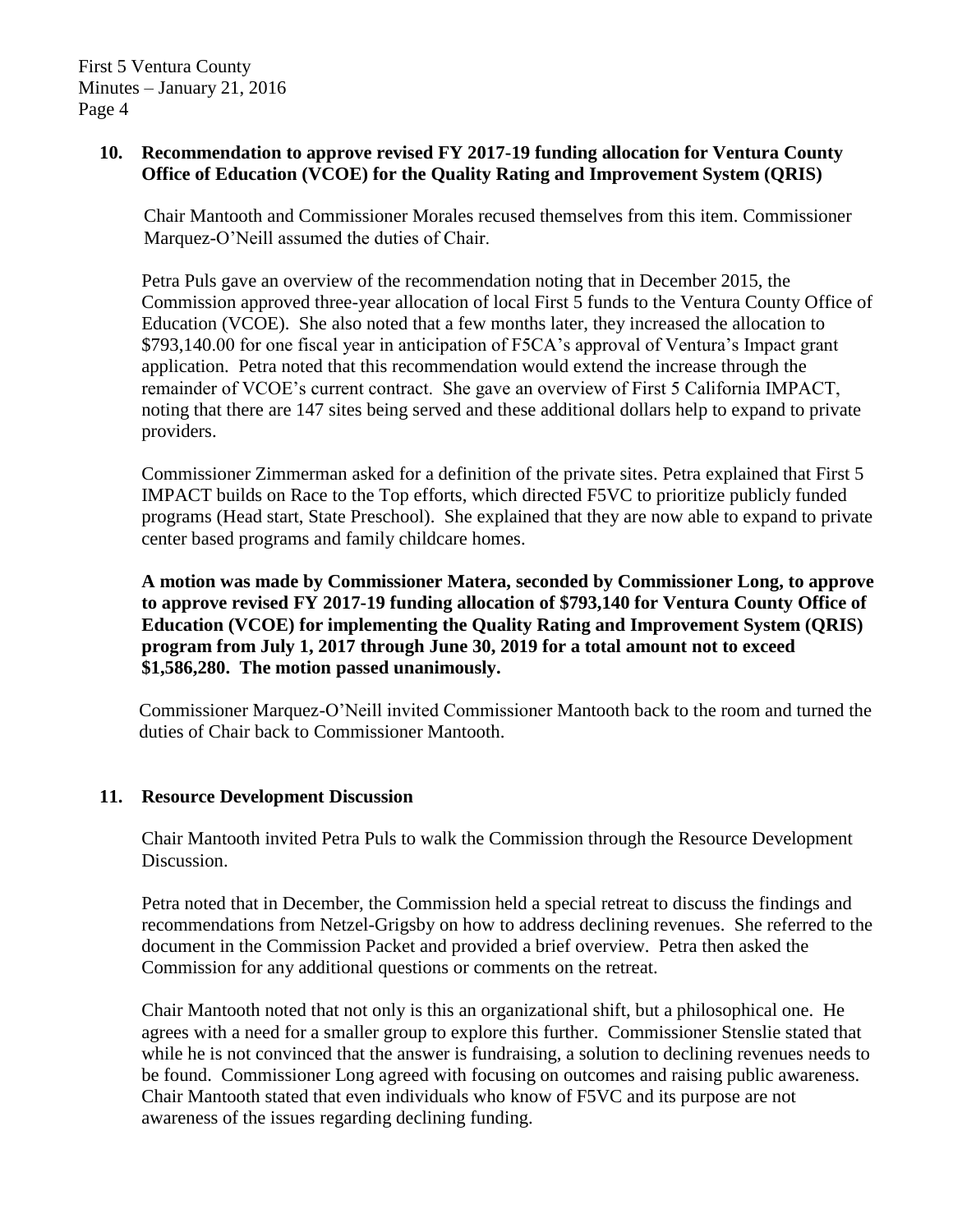## 10. Recommendation to approve revised FY 2017-19 funding allocation for Ventura County Office of Education (VCOE) for the Quality Rating and Improvement System (QRIS)

Chair Mantooth and Commissioner Morales recused themselves from this item. Commissioner Marquez-O'Neill assumed the duties of Chair.

Petra Puls gave an overview of the recommendation noting that in December 2015, the Commission approved three-year allocation of local First 5 funds to the Ventura County Office of Education (VCOE). She also noted that a few months later, they increased the allocation to $793,140.00 for one fiscal year in anticipation of F5CA's approval of Ventura's Impact grant application. Petra noted that this recommendation would extend the increase through the remainder of VCOE's current contract. She gave an overview of First 5 California IMPACT, noting that there are 147 sites being served and these additional dollars help to expand to private providers.

Commissioner Zimmerman asked for a definition of the private sites. Petra explained that First 5 IMPACT builds on Race to the Top efforts, which directed F5VC to prioritize publicly funded programs (Head start, State Preschool). She explained that they are now able to expand to private center based programs and family childcare homes.

**A motion was made by Commissioner Matera, seconded by Commissioner Long, to approve to approve revised FY 2017-19 funding allocation of $793,140 for Ventura County Office of Education (VCOE) for implementing the Quality Rating and Improvement System (QRIS) program from July 1, 2017 through June 30, 2019 for a total amount not to exceed $1,586,280. The motion passed unanimously.**

Commissioner Marquez-O'Neill invited Commissioner Mantooth back to the room and turned the duties of Chair back to Commissioner Mantooth.

## 11. Resource Development Discussion

Chair Mantooth invited Petra Puls to walk the Commission through the Resource Development Discussion.

Petra noted that in December, the Commission held a special retreat to discuss the findings and recommendations from Netzel-Grigsby on how to address declining revenues. She referred to the document in the Commission Packet and provided a brief overview. Petra then asked the Commission for any additional questions or comments on the retreat.

Chair Mantooth noted that not only is this an organizational shift, but a philosophical one. He agrees with a need for a smaller group to explore this further. Commissioner Stenslie stated that while he is not convinced that the answer is fundraising, a solution to declining revenues needs to be found. Commissioner Long agreed with focusing on outcomes and raising public awareness. Chair Mantooth stated that even individuals who know of F5VC and its purpose are not awareness of the issues regarding declining funding.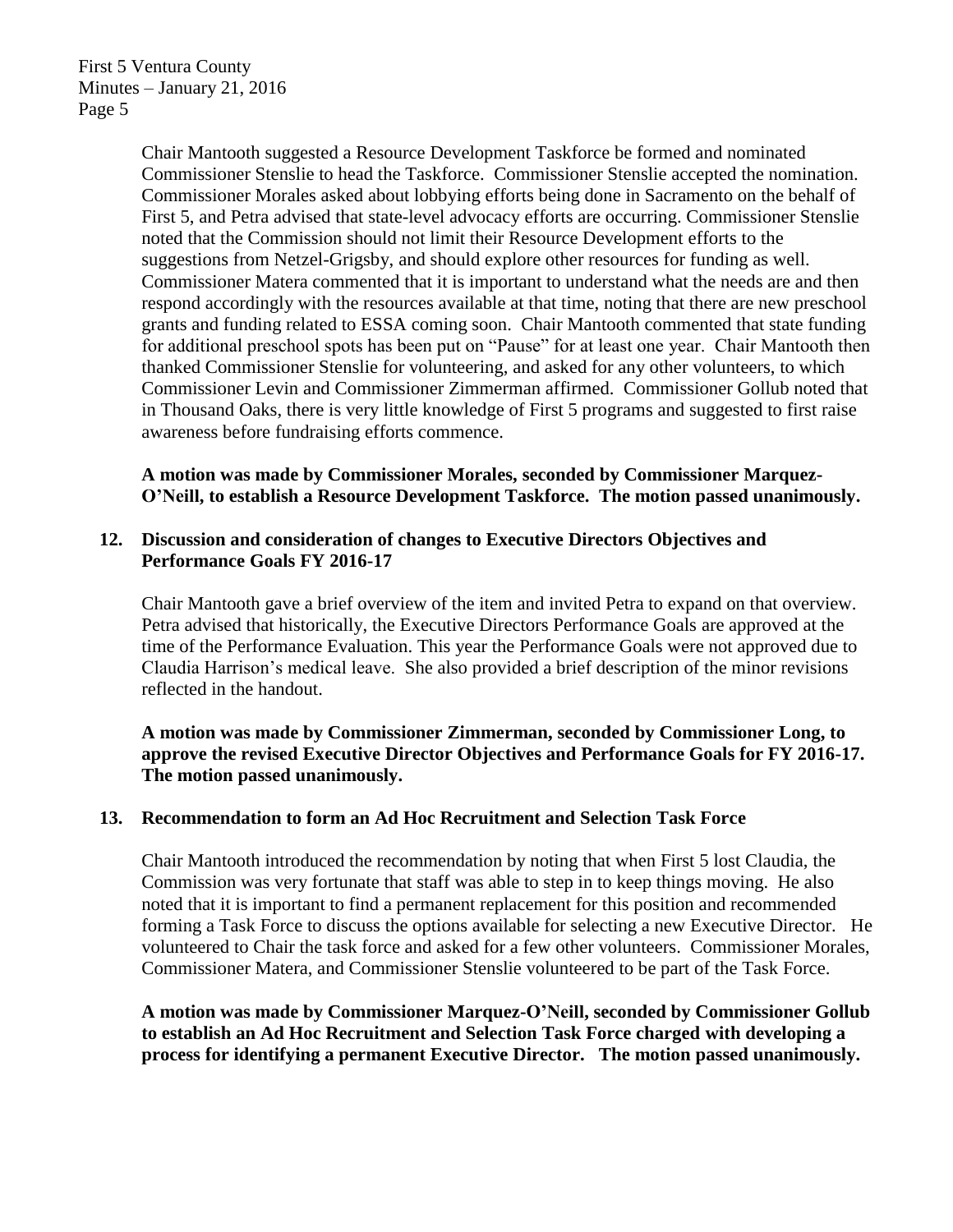Chair Mantooth suggested a Resource Development Taskforce be formed and nominated Commissioner Stenslie to head the Taskforce. Commissioner Stenslie accepted the nomination. Commissioner Morales asked about lobbying efforts being done in Sacramento on the behalf of First 5, and Petra advised that state-level advocacy efforts are occurring. Commissioner Stenslie noted that the Commission should not limit their Resource Development efforts to the suggestions from Netzel-Grigsby, and should explore other resources for funding as well. Commissioner Matera commented that it is important to understand what the needs are and then respond accordingly with the resources available at that time, noting that there are new preschool grants and funding related to ESSA coming soon. Chair Mantooth commented that state funding for additional preschool spots has been put on "Pause" for at least one year. Chair Mantooth then thanked Commissioner Stenslie for volunteering, and asked for any other volunteers, to which Commissioner Levin and Commissioner Zimmerman affirmed. Commissioner Gollub noted that in Thousand Oaks, there is very little knowledge of First 5 programs and suggested to first raise awareness before fundraising efforts commence.

**A motion was made by Commissioner Morales, seconded by Commissioner Marquez-O'Neill, to establish a Resource Development Taskforce. The motion passed unanimously.**

**12. Discussion and consideration of changes to Executive Directors Objectives and Performance Goals FY 2016-17**

Chair Mantooth gave a brief overview of the item and invited Petra to expand on that overview. Petra advised that historically, the Executive Directors Performance Goals are approved at the time of the Performance Evaluation. This year the Performance Goals were not approved due to Claudia Harrison's medical leave. She also provided a brief description of the minor revisions reflected in the handout.

**A motion was made by Commissioner Zimmerman, seconded by Commissioner Long, to approve the revised Executive Director Objectives and Performance Goals for FY 2016-17. The motion passed unanimously.**

**13. Recommendation to form an Ad Hoc Recruitment and Selection Task Force**

Chair Mantooth introduced the recommendation by noting that when First 5 lost Claudia, the Commission was very fortunate that staff was able to step in to keep things moving. He also noted that it is important to find a permanent replacement for this position and recommended forming a Task Force to discuss the options available for selecting a new Executive Director. He volunteered to Chair the task force and asked for a few other volunteers. Commissioner Morales, Commissioner Matera, and Commissioner Stenslie volunteered to be part of the Task Force.

**A motion was made by Commissioner Marquez-O'Neill, seconded by Commissioner Gollub to establish an Ad Hoc Recruitment and Selection Task Force charged with developing a process for identifying a permanent Executive Director. The motion passed unanimously.**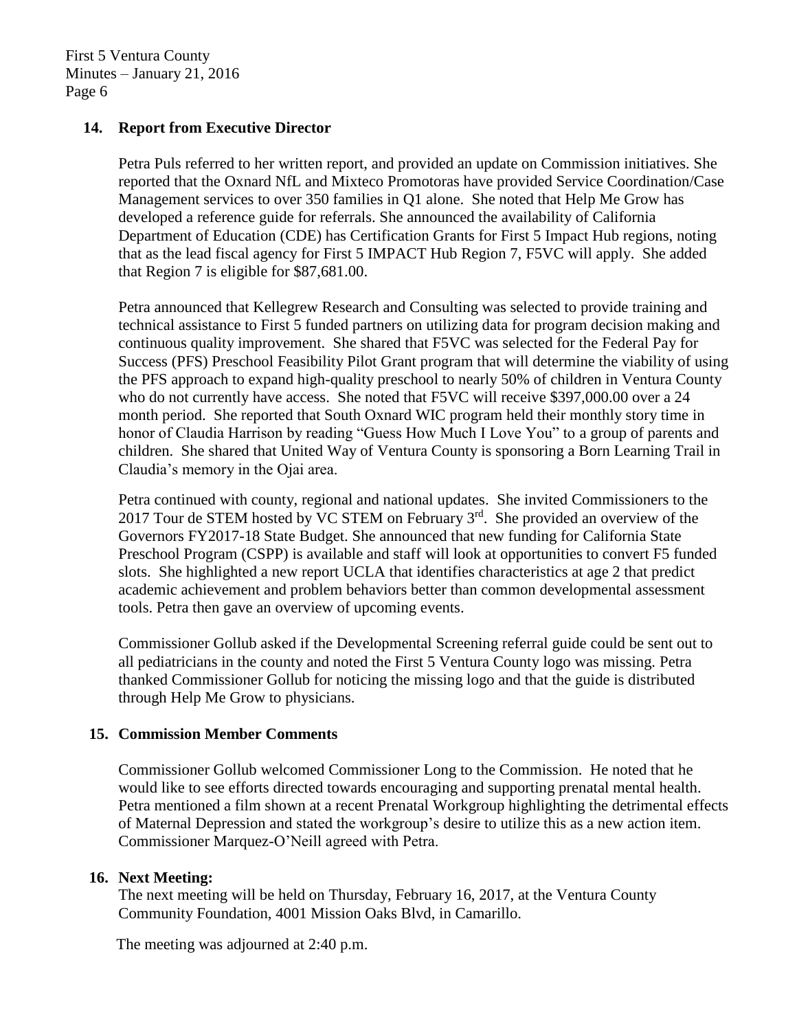## 14. Report from Executive Director

Petra Puls referred to her written report, and provided an update on Commission initiatives. She reported that the Oxnard NfL and Mixteco Promotoras have provided Service Coordination/Case Management services to over 350 families in Q1 alone. She noted that Help Me Grow has developed a reference guide for referrals. She announced the availability of California Department of Education (CDE) has Certification Grants for First 5 Impact Hub regions, noting that as the lead fiscal agency for First 5 IMPACT Hub Region 7, F5VC will apply. She added that Region 7 is eligible for $87,681.00.

Petra announced that Kellegrew Research and Consulting was selected to provide training and technical assistance to First 5 funded partners on utilizing data for program decision making and continuous quality improvement. She shared that F5VC was selected for the Federal Pay for Success (PFS) Preschool Feasibility Pilot Grant program that will determine the viability of using the PFS approach to expand high-quality preschool to nearly 50% of children in Ventura County who do not currently have access. She noted that F5VC will receive $397,000.00 over a 24 month period. She reported that South Oxnard WIC program held their monthly story time in honor of Claudia Harrison by reading "Guess How Much I Love You" to a group of parents and children. She shared that United Way of Ventura County is sponsoring a Born Learning Trail in Claudia's memory in the Ojai area.

Petra continued with county, regional and national updates. She invited Commissioners to the 2017 Tour de STEM hosted by VC STEM on February 3rd. She provided an overview of the Governors FY2017-18 State Budget. She announced that new funding for California State Preschool Program (CSPP) is available and staff will look at opportunities to convert F5 funded slots. She highlighted a new report UCLA that identifies characteristics at age 2 that predict academic achievement and problem behaviors better than common developmental assessment tools. Petra then gave an overview of upcoming events.

Commissioner Gollub asked if the Developmental Screening referral guide could be sent out to all pediatricians in the county and noted the First 5 Ventura County logo was missing. Petra thanked Commissioner Gollub for noticing the missing logo and that the guide is distributed through Help Me Grow to physicians.

## 15. Commission Member Comments

Commissioner Gollub welcomed Commissioner Long to the Commission. He noted that he would like to see efforts directed towards encouraging and supporting prenatal mental health. Petra mentioned a film shown at a recent Prenatal Workgroup highlighting the detrimental effects of Maternal Depression and stated the workgroup's desire to utilize this as a new action item. Commissioner Marquez-O'Neill agreed with Petra.

## 16. Next Meeting:

The next meeting will be held on Thursday, February 16, 2017, at the Ventura County Community Foundation, 4001 Mission Oaks Blvd, in Camarillo.

The meeting was adjourned at 2:40 p.m.